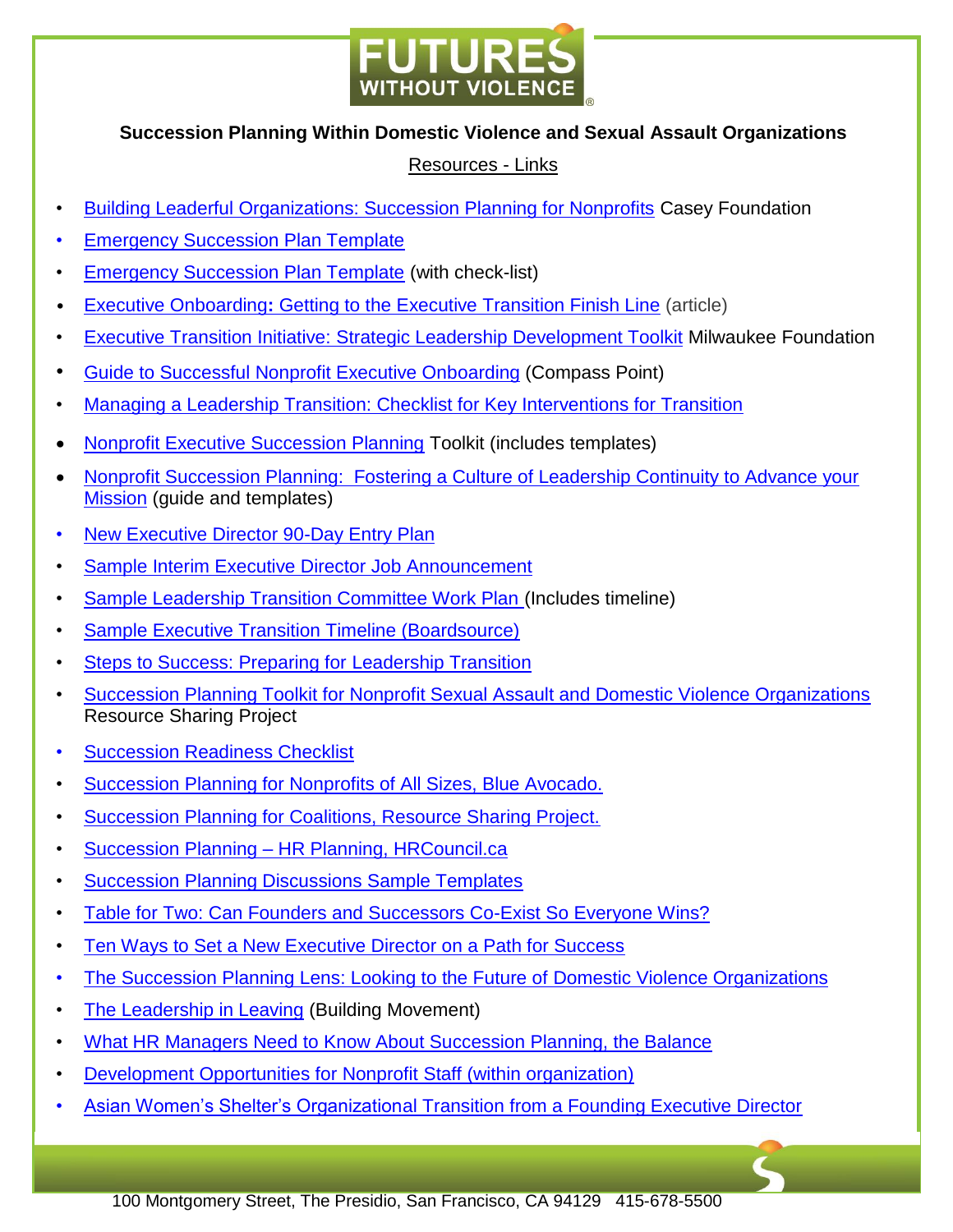**Succession Planning Within Domestic Violence and Sexual Assault Organizations**

Resources - Links

- Building Leaderful Organizations: Succession Planning for Nonprofits Casey Foundation
- Emergency Succession Plan Template
- Emergency Succession Plan Template (with check-list)
- Executive Onboarding: Getting to the Executive Transition Finish Line (article)
- Executive Transition Initiative: Strategic Leadership Development Toolkit Milwaukee Foundation
- Guide to Successful Nonprofit Executive Onboarding (Compass Point)
- Managing a Leadership Transition: Checklist for Key Interventions for Transition
- Nonprofit Executive Succession Planning Toolkit (includes templates)
- Nonprofit Succession Planning: Fostering a Culture of Leadership Continuity to Advance your Mission (guide and templates)
- New Executive Director 90-Day Entry Plan
- Sample Interim Executive Director Job Announcement
- Sample Leadership Transition Committee Work Plan (Includes timeline)
- Sample Executive Transition Timeline (Boardsource)
- Steps to Success: Preparing for Leadership Transition
- Succession Planning Toolkit for Nonprofit Sexual Assault and Domestic Violence Organizations Resource Sharing Project
- Succession Readiness Checklist
- Succession Planning for Nonprofits of All Sizes, Blue Avocado.
- Succession Planning for Coalitions, Resource Sharing Project.
- Succession Planning – HR Planning, HRCouncil.ca
- Succession Planning Discussions Sample Templates
- Table for Two: Can Founders and Successors Co-Exist So Everyone Wins?
- Ten Ways to Set a New Executive Director on a Path for Success
- The Succession Planning Lens: Looking to the Future of Domestic Violence Organizations
- The Leadership in Leaving (Building Movement)
- What HR Managers Need to Know About Succession Planning, the Balance
- Development Opportunities for Nonprofit Staff (within organization)
- Asian Women's Shelter's Organizational Transition from a Founding Executive Director

100 Montgomery Street, The Presidio, San Francisco, CA 94129 415-678-5500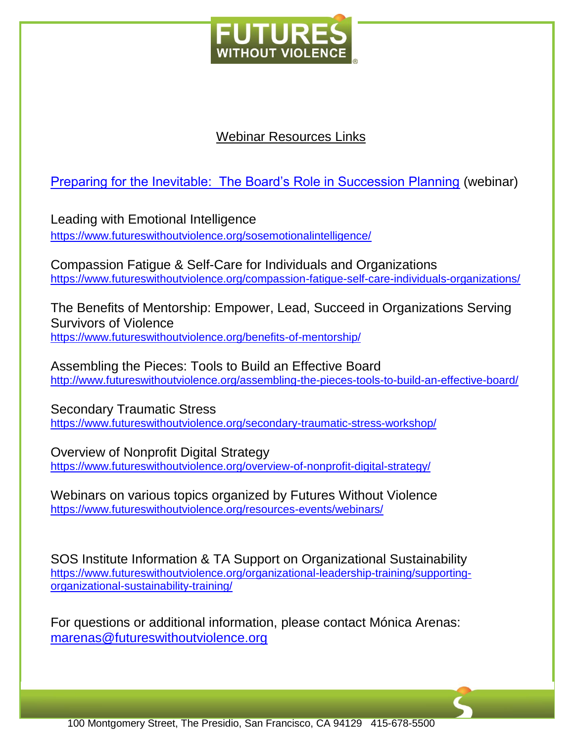FUTURES WITHOUT VIOLENCE

## Webinar Resources Links

Preparing for the Inevitable: The Board's Role in Succession Planning (webinar)

Leading with Emotional Intelligence
https://www.futureswithoutviolence.org/sosemotionalintelligence/

Compassion Fatigue & Self-Care for Individuals and Organizations
https://www.futureswithoutviolence.org/compassion-fatigue-self-care-individuals-organizations/

The Benefits of Mentorship: Empower, Lead, Succeed in Organizations Serving Survivors of Violence
https://www.futureswithoutviolence.org/benefits-of-mentorship/

Assembling the Pieces: Tools to Build an Effective Board
http://www.futureswithoutviolence.org/assembling-the-pieces-tools-to-build-an-effective-board/

Secondary Traumatic Stress
https://www.futureswithoutviolence.org/secondary-traumatic-stress-workshop/

Overview of Nonprofit Digital Strategy
https://www.futureswithoutviolence.org/overview-of-nonprofit-digital-strategy/

Webinars on various topics organized by Futures Without Violence
https://www.futureswithoutviolence.org/resources-events/webinars/

SOS Institute Information & TA Support on Organizational Sustainability
https://www.futureswithoutviolence.org/organizational-leadership-training/supporting-organizational-sustainability-training/

For questions or additional information, please contact Mónica Arenas:
marenas@futureswithoutviolence.org

100 Montgomery Street, The Presidio, San Francisco, CA 94129 415-678-5500